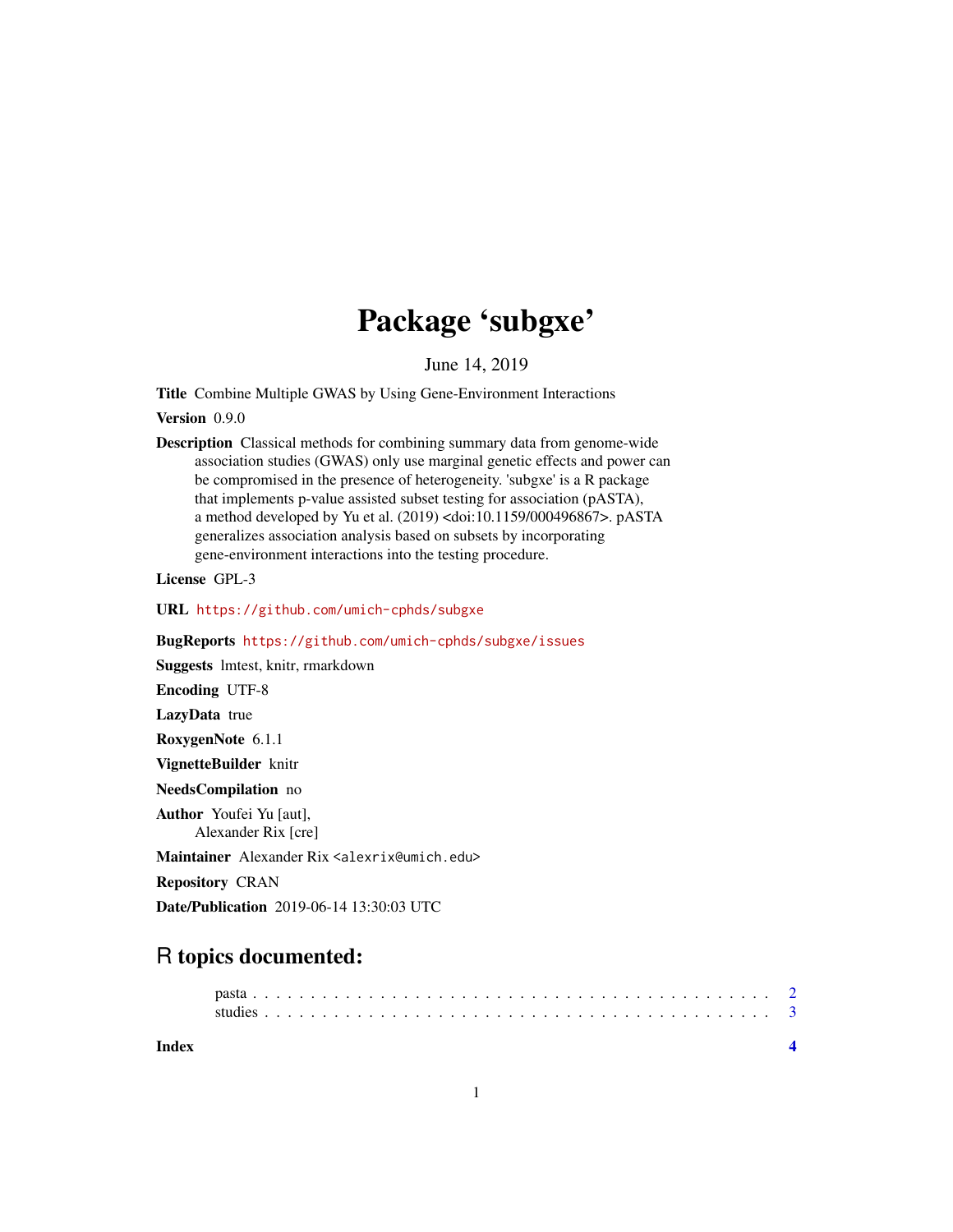# Package 'subgxe'

June 14, 2019

**Title** Combine Multiple GWAS by Using Gene-Environment Interactions

**Version** 0.9.0

**Description** Classical methods for combining summary data from genome-wide association studies (GWAS) only use marginal genetic effects and power can be compromised in the presence of heterogeneity. 'subgxe' is a R package that implements p-value assisted subset testing for association (pASTA), a method developed by Yu et al. (2019) <doi:10.1159/000496867>. pASTA generalizes association analysis based on subsets by incorporating gene-environment interactions into the testing procedure.

**License** GPL-3

**URL** https://github.com/umich-cphds/subgxe

**BugReports** https://github.com/umich-cphds/subgxe/issues

**Suggests** lmtest, knitr, rmarkdown

**Encoding** UTF-8

**LazyData** true

**RoxygenNote** 6.1.1

**VignetteBuilder** knitr

**NeedsCompilation** no

**Author** Youfei Yu [aut],
Alexander Rix [cre]

**Maintainer** Alexander Rix <alexrix@umich.edu>

**Repository** CRAN

**Date/Publication** 2019-06-14 13:30:03 UTC

## R topics documented:

pasta . . . . . . . . . . . . . . . . . . . . . . . . . . . . . . . . . . . . . . . . . . . 2
studies . . . . . . . . . . . . . . . . . . . . . . . . . . . . . . . . . . . . . . . . . . 3

**Index** **4**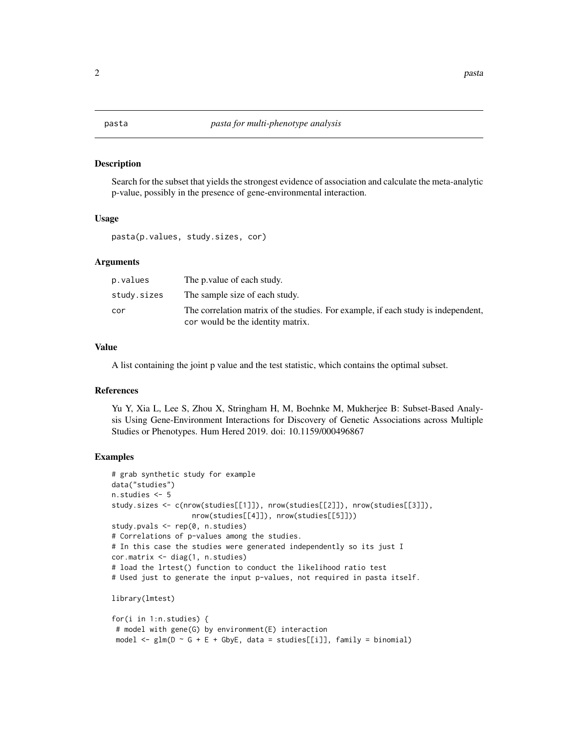# pasta — *pasta for multi-phenotype analysis*

## Description

Search for the subset that yields the strongest evidence of association and calculate the meta-analytic p-value, possibly in the presence of gene-environmental interaction.

## Usage

```
pasta(p.values, study.sizes, cor)
```

## Arguments

| | |
|---|---|
| p.values | The p.value of each study. |
| study.sizes | The sample size of each study. |
| cor | The correlation matrix of the studies. For example, if each study is independent, cor would be the identity matrix. |

## Value

A list containing the joint p value and the test statistic, which contains the optimal subset.

## References

Yu Y, Xia L, Lee S, Zhou X, Stringham H, M, Boehnke M, Mukherjee B: Subset-Based Analysis Using Gene-Environment Interactions for Discovery of Genetic Associations across Multiple Studies or Phenotypes. Hum Hered 2019. doi: 10.1159/000496867

## Examples

```
# grab synthetic study for example
data("studies")
n.studies <- 5
study.sizes <- c(nrow(studies[[1]]), nrow(studies[[2]]), nrow(studies[[3]]),
                 nrow(studies[[4]]), nrow(studies[[5]]))
study.pvals <- rep(0, n.studies)
# Correlations of p-values among the studies.
# In this case the studies were generated independently so its just I
cor.matrix <- diag(1, n.studies)
# load the lrtest() function to conduct the likelihood ratio test
# Used just to generate the input p-values, not required in pasta itself.

library(lmtest)

for(i in 1:n.studies) {
 # model with gene(G) by environment(E) interaction
 model <- glm(D ~ G + E + GbyE, data = studies[[i]], family = binomial)
```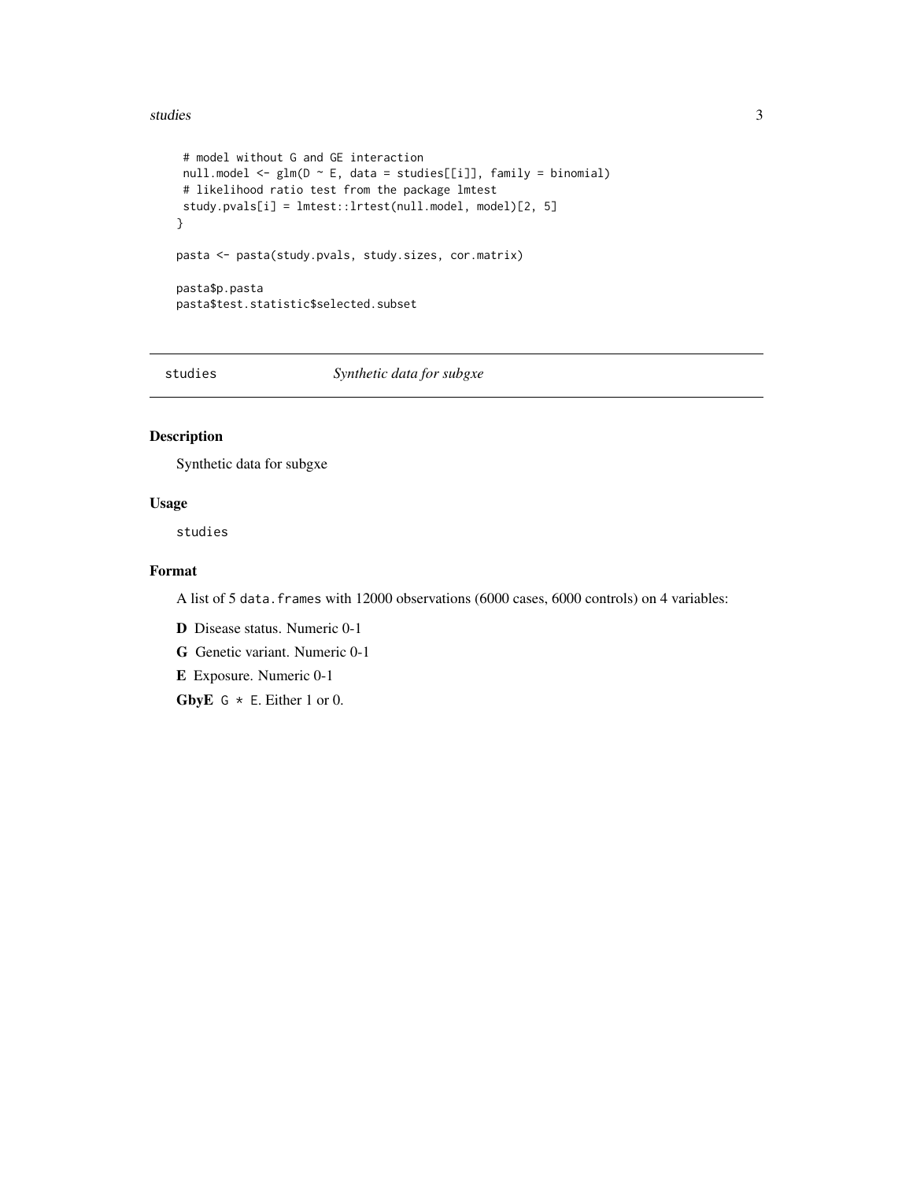```
  # model without G and GE interaction
  null.model <- glm(D ~ E, data = studies[[i]], family = binomial)
  # likelihood ratio test from the package lmtest
  study.pvals[i] = lmtest::lrtest(null.model, model)[2, 5]
 }

pasta <- pasta(study.pvals, study.sizes, cor.matrix)

pasta$p.pasta
pasta$test.statistic$selected.subset
```

---

## studies — *Synthetic data for subgxe*

---

### Description

Synthetic data for subgxe

### Usage

```
studies
```

### Format

A list of 5 `data.frames` with 12000 observations (6000 cases, 6000 controls) on 4 variables:

**D** Disease status. Numeric 0-1

**G** Genetic variant. Numeric 0-1

**E** Exposure. Numeric 0-1

**GbyE** `G * E`. Either 1 or 0.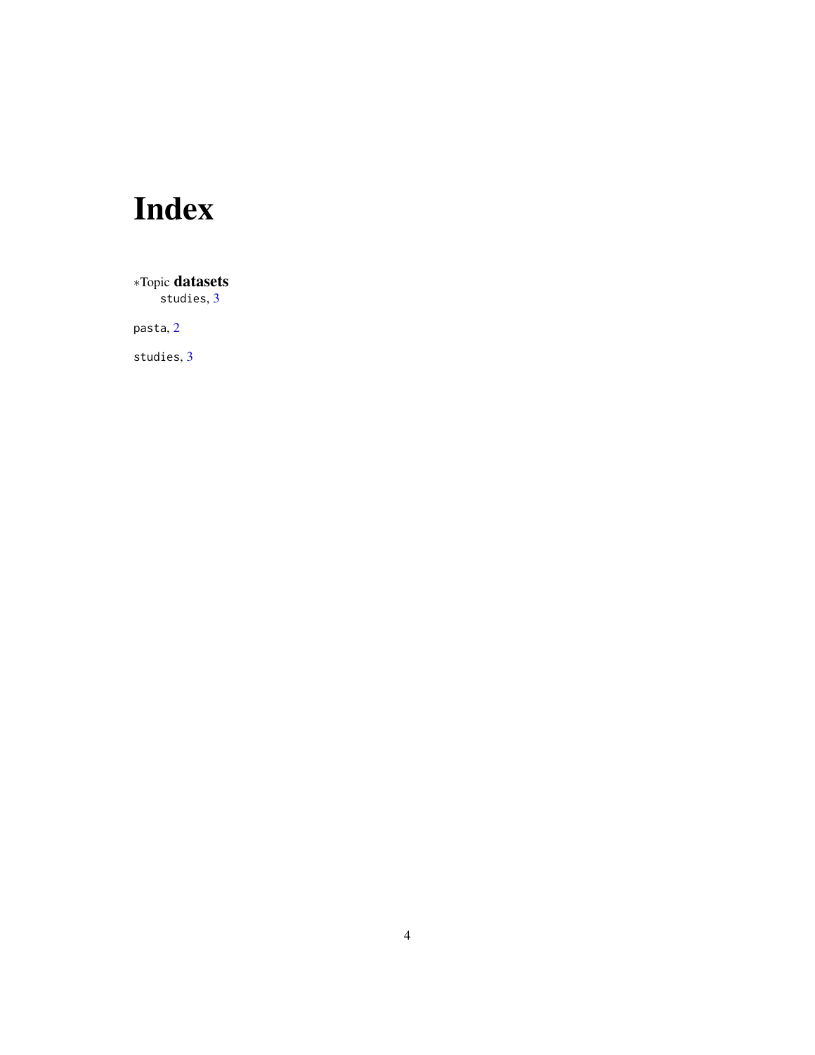# Index

*Topic **datasets**
    studies, 3

pasta, 2

studies, 3